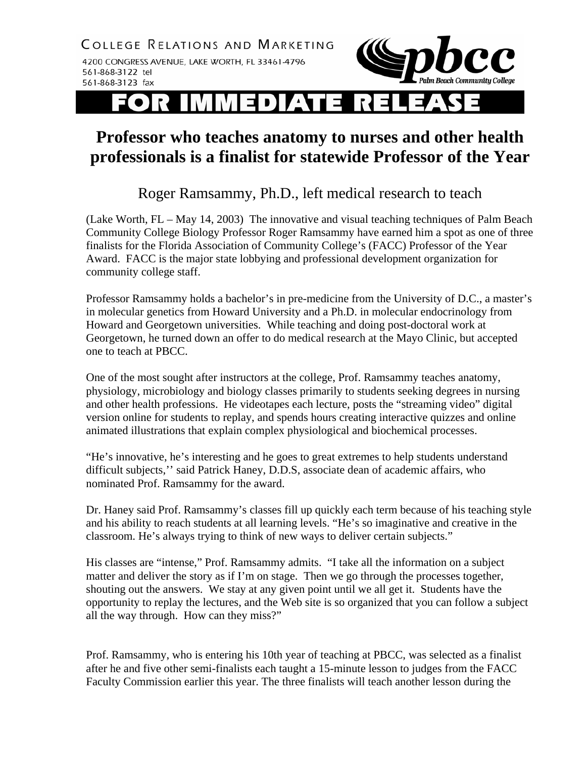COLLEGE RELATIONS AND MARKETING

4200 CONGRESS AVENUE, LAKE WORTH, FL 33461-4796
561-868-3122 tel
561-868-3123 fax

pbcc
Palm Beach Community College

# FOR IMMEDIATE RELEASE

## Professor who teaches anatomy to nurses and other health professionals is a finalist for statewide Professor of the Year

### Roger Ramsammy, Ph.D., left medical research to teach

(Lake Worth, FL – May 14, 2003) The innovative and visual teaching techniques of Palm Beach Community College Biology Professor Roger Ramsammy have earned him a spot as one of three finalists for the Florida Association of Community College's (FACC) Professor of the Year Award. FACC is the major state lobbying and professional development organization for community college staff.

Professor Ramsammy holds a bachelor's in pre-medicine from the University of D.C., a master's in molecular genetics from Howard University and a Ph.D. in molecular endocrinology from Howard and Georgetown universities. While teaching and doing post-doctoral work at Georgetown, he turned down an offer to do medical research at the Mayo Clinic, but accepted one to teach at PBCC.

One of the most sought after instructors at the college, Prof. Ramsammy teaches anatomy, physiology, microbiology and biology classes primarily to students seeking degrees in nursing and other health professions. He videotapes each lecture, posts the "streaming video" digital version online for students to replay, and spends hours creating interactive quizzes and online animated illustrations that explain complex physiological and biochemical processes.

"He's innovative, he's interesting and he goes to great extremes to help students understand difficult subjects,'' said Patrick Haney, D.D.S, associate dean of academic affairs, who nominated Prof. Ramsammy for the award.

Dr. Haney said Prof. Ramsammy's classes fill up quickly each term because of his teaching style and his ability to reach students at all learning levels. "He's so imaginative and creative in the classroom. He's always trying to think of new ways to deliver certain subjects."

His classes are "intense," Prof. Ramsammy admits. "I take all the information on a subject matter and deliver the story as if I'm on stage. Then we go through the processes together, shouting out the answers. We stay at any given point until we all get it. Students have the opportunity to replay the lectures, and the Web site is so organized that you can follow a subject all the way through. How can they miss?"

Prof. Ramsammy, who is entering his 10th year of teaching at PBCC, was selected as a finalist after he and five other semi-finalists each taught a 15-minute lesson to judges from the FACC Faculty Commission earlier this year. The three finalists will teach another lesson during the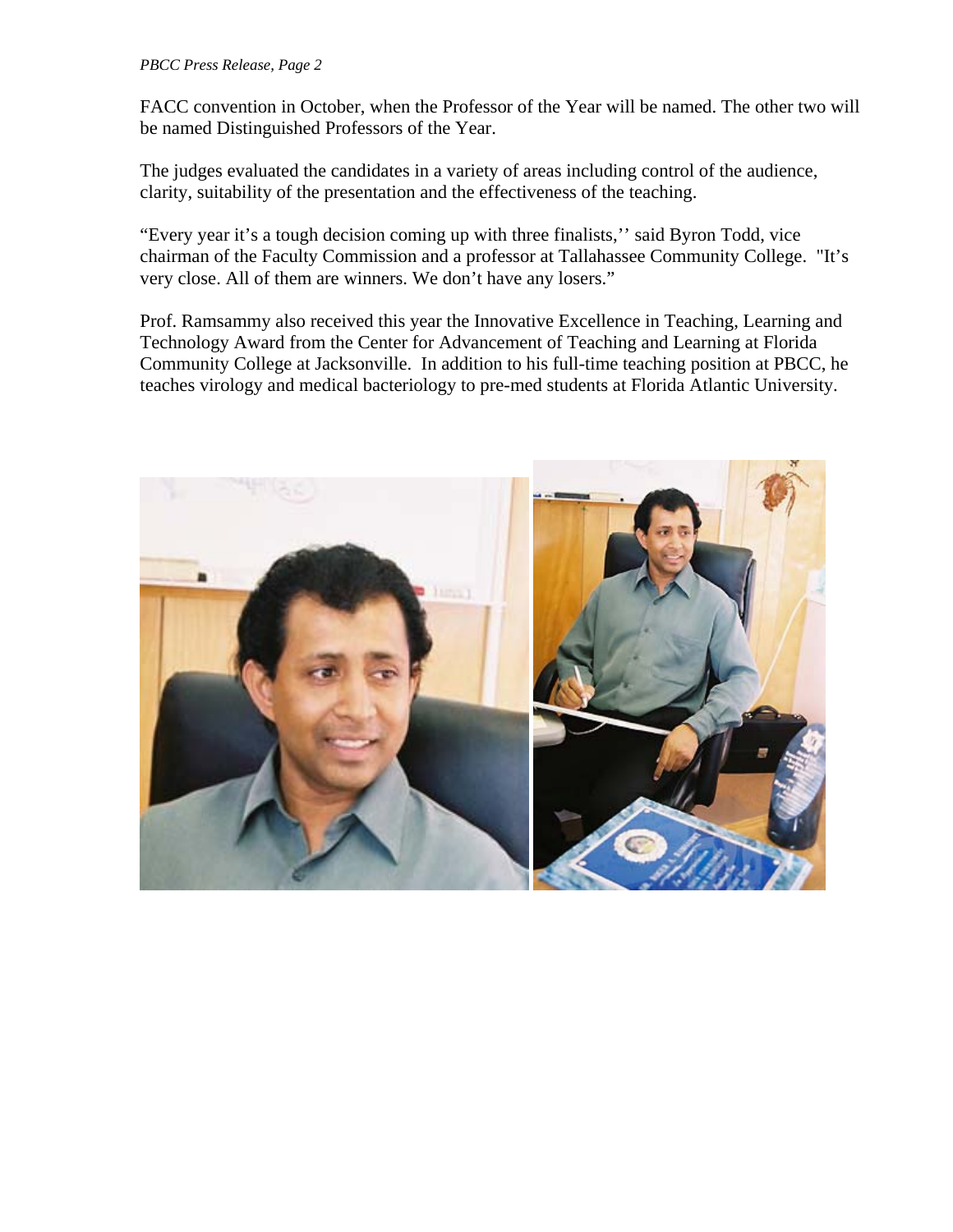FACC convention in October, when the Professor of the Year will be named. The other two will be named Distinguished Professors of the Year.

The judges evaluated the candidates in a variety of areas including control of the audience, clarity, suitability of the presentation and the effectiveness of the teaching.

“Every year it’s a tough decision coming up with three finalists,’’ said Byron Todd, vice chairman of the Faculty Commission and a professor at Tallahassee Community College. "It’s very close. All of them are winners. We don’t have any losers.”

Prof. Ramsammy also received this year the Innovative Excellence in Teaching, Learning and Technology Award from the Center for Advancement of Teaching and Learning at Florida Community College at Jacksonville. In addition to his full-time teaching position at PBCC, he teaches virology and medical bacteriology to pre-med students at Florida Atlantic University.